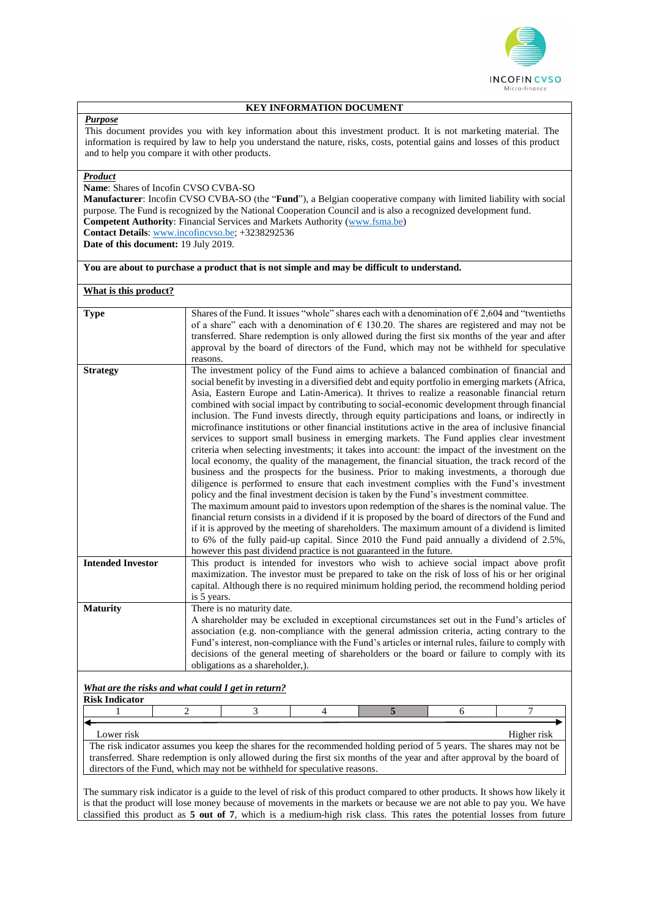# KEY INFORMATION DOCUMENT

***Purpose***

This document provides you with key information about this investment product. It is not marketing material. The information is required by law to help you understand the nature, risks, costs, potential gains and losses of this product and to help you compare it with other products.

***Product***

**Name**: Shares of Incofin CVSO CVBA-SO

**Manufacturer**: Incofin CVSO CVBA-SO (the "**Fund**"), a Belgian cooperative company with limited liability with social purpose. The Fund is recognized by the National Cooperation Council and is also a recognized development fund.

**Competent Authority**: Financial Services and Markets Authority (www.fsma.be)

**Contact Details**: www.incofincvso.be; +3238292536

**Date of this document:** 19 July 2019.

**You are about to purchase a product that is not simple and may be difficult to understand.**

**What is this product?**

| | |
|---|---|
| **Type** | Shares of the Fund. It issues "whole" shares each with a denomination of € 2,604 and "twentieths of a share" each with a denomination of € 130.20. The shares are registered and may not be transferred. Share redemption is only allowed during the first six months of the year and after approval by the board of directors of the Fund, which may not be withheld for speculative reasons. |
| **Strategy** | The investment policy of the Fund aims to achieve a balanced combination of financial and social benefit by investing in a diversified debt and equity portfolio in emerging markets (Africa, Asia, Eastern Europe and Latin-America). It thrives to realize a reasonable financial return combined with social impact by contributing to social-economic development through financial inclusion. The Fund invests directly, through equity participations and loans, or indirectly in microfinance institutions or other financial institutions active in the area of inclusive financial services to support small business in emerging markets. The Fund applies clear investment criteria when selecting investments; it takes into account: the impact of the investment on the local economy, the quality of the management, the financial situation, the track record of the business and the prospects for the business. Prior to making investments, a thorough due diligence is performed to ensure that each investment complies with the Fund's investment policy and the final investment decision is taken by the Fund's investment committee.<br>The maximum amount paid to investors upon redemption of the shares is the nominal value. The financial return consists in a dividend if it is proposed by the board of directors of the Fund and if it is approved by the meeting of shareholders. The maximum amount of a dividend is limited to 6% of the fully paid-up capital. Since 2010 the Fund paid annually a dividend of 2.5%, however this past dividend practice is not guaranteed in the future. |
| **Intended Investor** | This product is intended for investors who wish to achieve social impact above profit maximization. The investor must be prepared to take on the risk of loss of his or her original capital. Although there is no required minimum holding period, the recommend holding period is 5 years. |
| **Maturity** | There is no maturity date.<br>A shareholder may be excluded in exceptional circumstances set out in the Fund's articles of association (e.g. non-compliance with the general admission criteria, acting contrary to the Fund's interest, non-compliance with the Fund's articles or internal rules, failure to comply with decisions of the general meeting of shareholders or the board or failure to comply with its obligations as a shareholder,). |

***What are the risks and what could I get in return?***

**Risk Indicator**

| 1 | 2 | 3 | 4 | **5** | 6 | 7 |
|---|---|---|---|---|---|---|

Lower risk ← → Higher risk

The risk indicator assumes you keep the shares for the recommended holding period of 5 years. The shares may not be transferred. Share redemption is only allowed during the first six months of the year and after approval by the board of directors of the Fund, which may not be withheld for speculative reasons.

The summary risk indicator is a guide to the level of risk of this product compared to other products. It shows how likely it is that the product will lose money because of movements in the markets or because we are not able to pay you. We have classified this product as **5 out of 7**, which is a medium-high risk class. This rates the potential losses from future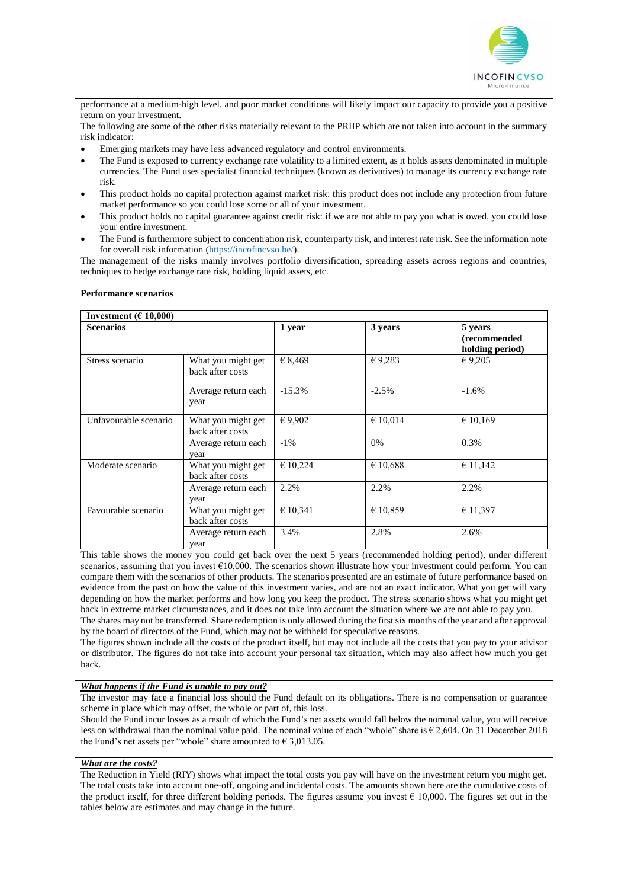performance at a medium-high level, and poor market conditions will likely impact our capacity to provide you a positive return on your investment.

The following are some of the other risks materially relevant to the PRIIP which are not taken into account in the summary risk indicator:

- Emerging markets may have less advanced regulatory and control environments.
- The Fund is exposed to currency exchange rate volatility to a limited extent, as it holds assets denominated in multiple currencies. The Fund uses specialist financial techniques (known as derivatives) to manage its currency exchange rate risk.
- This product holds no capital protection against market risk: this product does not include any protection from future market performance so you could lose some or all of your investment.
- This product holds no capital guarantee against credit risk: if we are not able to pay you what is owed, you could lose your entire investment.
- The Fund is furthermore subject to concentration risk, counterparty risk, and interest rate risk. See the information note for overall risk information (https://incofincvso.be/).

The management of the risks mainly involves portfolio diversification, spreading assets across regions and countries, techniques to hedge exchange rate risk, holding liquid assets, etc.

**Performance scenarios**

| **Investment (€ 10,000)** | | | | |
|---|---|---|---|---|
| **Scenarios** | | **1 year** | **3 years** | **5 years (recommended holding period)** |
| Stress scenario | What you might get back after costs | € 8,469 | € 9,283 | € 9,205 |
| | Average return each year | -15.3% | -2.5% | -1.6% |
| Unfavourable scenario | What you might get back after costs | € 9,902 | € 10,014 | € 10,169 |
| | Average return each year | -1% | 0% | 0.3% |
| Moderate scenario | What you might get back after costs | € 10,224 | € 10,688 | € 11,142 |
| | Average return each year | 2.2% | 2.2% | 2.2% |
| Favourable scenario | What you might get back after costs | € 10,341 | € 10,859 | € 11,397 |
| | Average return each year | 3.4% | 2.8% | 2.6% |

This table shows the money you could get back over the next 5 years (recommended holding period), under different scenarios, assuming that you invest €10,000. The scenarios shown illustrate how your investment could perform. You can compare them with the scenarios of other products. The scenarios presented are an estimate of future performance based on evidence from the past on how the value of this investment varies, and are not an exact indicator. What you get will vary depending on how the market performs and how long you keep the product. The stress scenario shows what you might get back in extreme market circumstances, and it does not take into account the situation where we are not able to pay you.

The shares may not be transferred. Share redemption is only allowed during the first six months of the year and after approval by the board of directors of the Fund, which may not be withheld for speculative reasons.

The figures shown include all the costs of the product itself, but may not include all the costs that you pay to your advisor or distributor. The figures do not take into account your personal tax situation, which may also affect how much you get back.

***What happens if the Fund is unable to pay out?***

The investor may face a financial loss should the Fund default on its obligations. There is no compensation or guarantee scheme in place which may offset, the whole or part of, this loss.

Should the Fund incur losses as a result of which the Fund's net assets would fall below the nominal value, you will receive less on withdrawal than the nominal value paid. The nominal value of each "whole" share is € 2,604. On 31 December 2018 the Fund's net assets per "whole" share amounted to € 3,013.05.

***What are the costs?***

The Reduction in Yield (RIY) shows what impact the total costs you pay will have on the investment return you might get. The total costs take into account one-off, ongoing and incidental costs. The amounts shown here are the cumulative costs of the product itself, for three different holding periods. The figures assume you invest € 10,000. The figures set out in the tables below are estimates and may change in the future.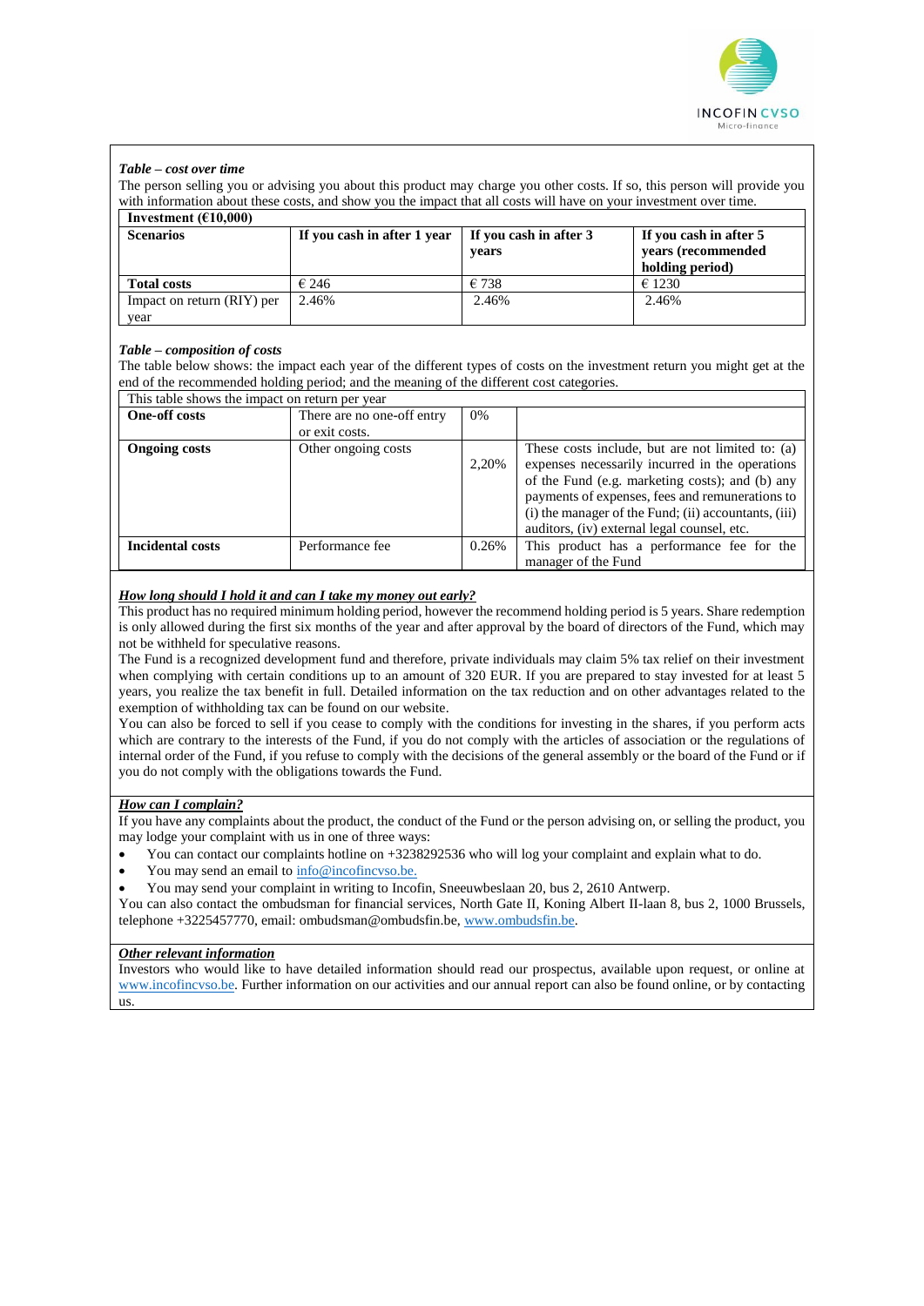***Table – cost over time***

The person selling you or advising you about this product may charge you other costs. If so, this person will provide you with information about these costs, and show you the impact that all costs will have on your investment over time.

| **Investment (€10,000)** | | | |
|---|---|---|---|
| **Scenarios** | **If you cash in after 1 year** | **If you cash in after 3 years** | **If you cash in after 5 years (recommended holding period)** |
| **Total costs** | € 246 | € 738 | € 1230 |
| Impact on return (RIY) per year | 2.46% | 2.46% | 2.46% |

***Table – composition of costs***

The table below shows: the impact each year of the different types of costs on the investment return you might get at the end of the recommended holding period; and the meaning of the different cost categories.

| This table shows the impact on return per year | | | |
|---|---|---|---|
| **One-off costs** | There are no one-off entry or exit costs. | 0% | |
| **Ongoing costs** | Other ongoing costs | 2,20% | These costs include, but are not limited to: (a) expenses necessarily incurred in the operations of the Fund (e.g. marketing costs); and (b) any payments of expenses, fees and remunerations to (i) the manager of the Fund; (ii) accountants, (iii) auditors, (iv) external legal counsel, etc. |
| **Incidental costs** | Performance fee | 0.26% | This product has a performance fee for the manager of the Fund |

***How long should I hold it and can I take my money out early?***

This product has no required minimum holding period, however the recommend holding period is 5 years. Share redemption is only allowed during the first six months of the year and after approval by the board of directors of the Fund, which may not be withheld for speculative reasons.

The Fund is a recognized development fund and therefore, private individuals may claim 5% tax relief on their investment when complying with certain conditions up to an amount of 320 EUR. If you are prepared to stay invested for at least 5 years, you realize the tax benefit in full. Detailed information on the tax reduction and on other advantages related to the exemption of withholding tax can be found on our website.

You can also be forced to sell if you cease to comply with the conditions for investing in the shares, if you perform acts which are contrary to the interests of the Fund, if you do not comply with the articles of association or the regulations of internal order of the Fund, if you refuse to comply with the decisions of the general assembly or the board of the Fund or if you do not comply with the obligations towards the Fund.

***How can I complain?***

If you have any complaints about the product, the conduct of the Fund or the person advising on, or selling the product, you may lodge your complaint with us in one of three ways:

- You can contact our complaints hotline on +3238292536 who will log your complaint and explain what to do.
- You may send an email to info@incofincvso.be.
- You may send your complaint in writing to Incofin, Sneeuwbeslaan 20, bus 2, 2610 Antwerp.

You can also contact the ombudsman for financial services, North Gate II, Koning Albert II-laan 8, bus 2, 1000 Brussels, telephone +3225457770, email: ombudsman@ombudsfin.be, www.ombudsfin.be.

***Other relevant information***

Investors who would like to have detailed information should read our prospectus, available upon request, or online at www.incofincvso.be. Further information on our activities and our annual report can also be found online, or by contacting us.